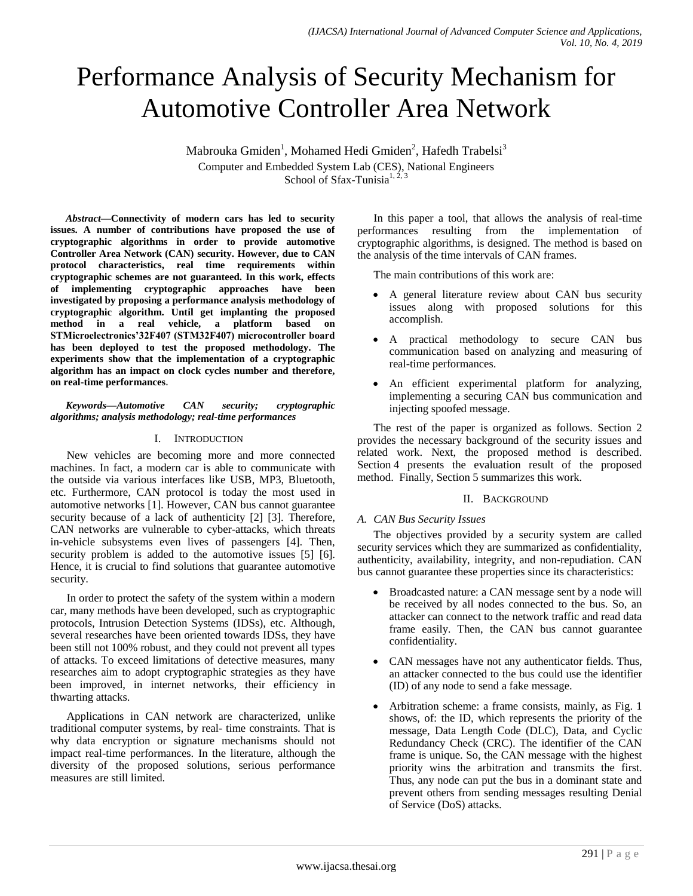# Performance Analysis of Security Mechanism for Automotive Controller Area Network

Mabrouka Gmiden[1], Mohamed Hedi Gmiden[2], Hafedh Trabelsi[3]

Computer and Embedded System Lab (CES), National Engineers School of Sfax-Tunisia[1, 2, 3]

***Abstract*—Connectivity of modern cars has led to security issues. A number of contributions have proposed the use of cryptographic algorithms in order to provide automotive Controller Area Network (CAN) security. However, due to CAN protocol characteristics, real time requirements within cryptographic schemes are not guaranteed. In this work, effects of implementing cryptographic approaches have been investigated by proposing a performance analysis methodology of cryptographic algorithm. Until get implanting the proposed method in a real vehicle, a platform based on STMicroelectronics'32F407 (STM32F407) microcontroller board has been deployed to test the proposed methodology. The experiments show that the implementation of a cryptographic algorithm has an impact on clock cycles number and therefore, on real-time performances.**

***Keywords*—*Automotive CAN security; cryptographic algorithms; analysis methodology; real-time performances***

## I. Introduction

New vehicles are becoming more and more connected machines. In fact, a modern car is able to communicate with the outside via various interfaces like USB, MP3, Bluetooth, etc. Furthermore, CAN protocol is today the most used in automotive networks [1]. However, CAN bus cannot guarantee security because of a lack of authenticity [2] [3]. Therefore, CAN networks are vulnerable to cyber-attacks, which threats in-vehicle subsystems even lives of passengers [4]. Then, security problem is added to the automotive issues [5] [6]. Hence, it is crucial to find solutions that guarantee automotive security.

In order to protect the safety of the system within a modern car, many methods have been developed, such as cryptographic protocols, Intrusion Detection Systems (IDSs), etc. Although, several researches have been oriented towards IDSs, they have been still not 100% robust, and they could not prevent all types of attacks. To exceed limitations of detective measures, many researches aim to adopt cryptographic strategies as they have been improved, in internet networks, their efficiency in thwarting attacks.

Applications in CAN network are characterized, unlike traditional computer systems, by real- time constraints. That is why data encryption or signature mechanisms should not impact real-time performances. In the literature, although the diversity of the proposed solutions, serious performance measures are still limited.

In this paper a tool, that allows the analysis of real-time performances resulting from the implementation of cryptographic algorithms, is designed. The method is based on the analysis of the time intervals of CAN frames.

The main contributions of this work are:

- A general literature review about CAN bus security issues along with proposed solutions for this accomplish.
- A practical methodology to secure CAN bus communication based on analyzing and measuring of real-time performances.
- An efficient experimental platform for analyzing, implementing a securing CAN bus communication and injecting spoofed message.

The rest of the paper is organized as follows. Section 2 provides the necessary background of the security issues and related work. Next, the proposed method is described. Section 4 presents the evaluation result of the proposed method. Finally, Section 5 summarizes this work.

## II. Background

### A. CAN Bus Security Issues

The objectives provided by a security system are called security services which they are summarized as confidentiality, authenticity, availability, integrity, and non-repudiation. CAN bus cannot guarantee these properties since its characteristics:

- Broadcasted nature: a CAN message sent by a node will be received by all nodes connected to the bus. So, an attacker can connect to the network traffic and read data frame easily. Then, the CAN bus cannot guarantee confidentiality.
- CAN messages have not any authenticator fields. Thus, an attacker connected to the bus could use the identifier (ID) of any node to send a fake message.
- Arbitration scheme: a frame consists, mainly, as Fig. 1 shows, of: the ID, which represents the priority of the message, Data Length Code (DLC), Data, and Cyclic Redundancy Check (CRC). The identifier of the CAN frame is unique. So, the CAN message with the highest priority wins the arbitration and transmits the first. Thus, any node can put the bus in a dominant state and prevent others from sending messages resulting Denial of Service (DoS) attacks.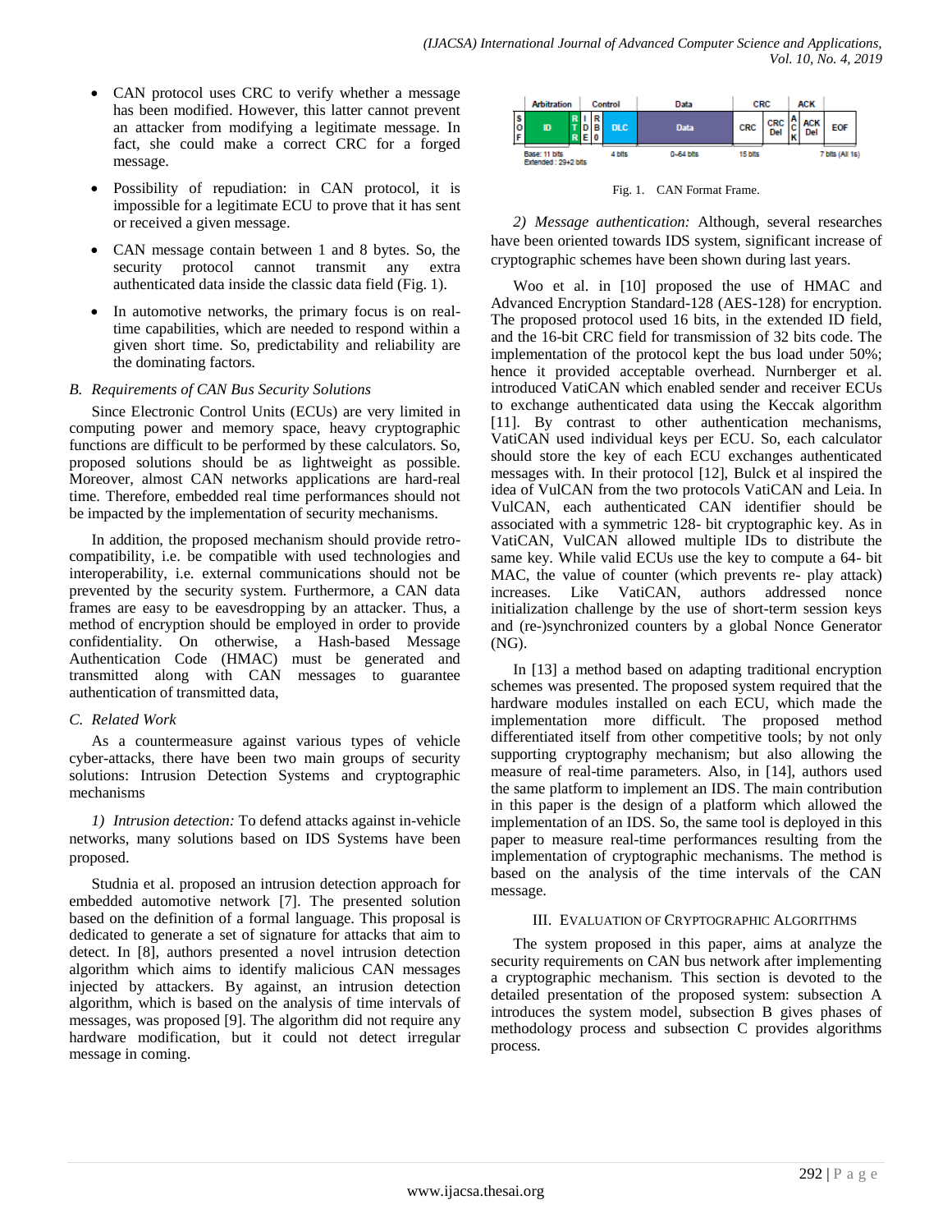- CAN protocol uses CRC to verify whether a message has been modified. However, this latter cannot prevent an attacker from modifying a legitimate message. In fact, she could make a correct CRC for a forged message.
- Possibility of repudiation: in CAN protocol, it is impossible for a legitimate ECU to prove that it has sent or received a given message.
- CAN message contain between 1 and 8 bytes. So, the security protocol cannot transmit any extra authenticated data inside the classic data field (Fig. 1).
- In automotive networks, the primary focus is on real-time capabilities, which are needed to respond within a given short time. So, predictability and reliability are the dominating factors.

### *B. Requirements of CAN Bus Security Solutions*

Since Electronic Control Units (ECUs) are very limited in computing power and memory space, heavy cryptographic functions are difficult to be performed by these calculators. So, proposed solutions should be as lightweight as possible. Moreover, almost CAN networks applications are hard-real time. Therefore, embedded real time performances should not be impacted by the implementation of security mechanisms.

In addition, the proposed mechanism should provide retro-compatibility, i.e. be compatible with used technologies and interoperability, i.e. external communications should not be prevented by the security system. Furthermore, a CAN data frames are easy to be eavesdropping by an attacker. Thus, a method of encryption should be employed in order to provide confidentiality. On otherwise, a Hash-based Message Authentication Code (HMAC) must be generated and transmitted along with CAN messages to guarantee authentication of transmitted data,

### *C. Related Work*

As a countermeasure against various types of vehicle cyber-attacks, there have been two main groups of security solutions: Intrusion Detection Systems and cryptographic mechanisms

*1) Intrusion detection:* To defend attacks against in-vehicle networks, many solutions based on IDS Systems have been proposed.

Studnia et al. proposed an intrusion detection approach for embedded automotive network [7]. The presented solution based on the definition of a formal language. This proposal is dedicated to generate a set of signature for attacks that aim to detect. In [8], authors presented a novel intrusion detection algorithm which aims to identify malicious CAN messages injected by attackers. By against, an intrusion detection algorithm, which is based on the analysis of time intervals of messages, was proposed [9]. The algorithm did not require any hardware modification, but it could not detect irregular message in coming.

| | Arbitration | | Control | | | | Data | CRC | | ACK | | |
|---|---|---|---|---|---|---|---|---|---|---|---|---|
| SOF | ID | RTR | IDE | RB0 | DLC | | Data | CRC | CRC Del | ACK | ACK Del | EOF |
| | Base: 11 bits<br>Extended : 29+2 bits | | | | 4 bits | | 0-64 bits | 15 bits | | | | 7 bits (All 1s) |

Fig. 1. CAN Format Frame.

*2) Message authentication:* Although, several researches have been oriented towards IDS system, significant increase of cryptographic schemes have been shown during last years.

Woo et al. in [10] proposed the use of HMAC and Advanced Encryption Standard-128 (AES-128) for encryption. The proposed protocol used 16 bits, in the extended ID field, and the 16-bit CRC field for transmission of 32 bits code. The implementation of the protocol kept the bus load under 50%; hence it provided acceptable overhead. Nurnberger et al. introduced VatiCAN which enabled sender and receiver ECUs to exchange authenticated data using the Keccak algorithm [11]. By contrast to other authentication mechanisms, VatiCAN used individual keys per ECU. So, each calculator should store the key of each ECU exchanges authenticated messages with. In their protocol [12], Bulck et al inspired the idea of VulCAN from the two protocols VatiCAN and Leia. In VulCAN, each authenticated CAN identifier should be associated with a symmetric 128- bit cryptographic key. As in VatiCAN, VulCAN allowed multiple IDs to distribute the same key. While valid ECUs use the key to compute a 64- bit MAC, the value of counter (which prevents re- play attack) increases. Like VatiCAN, authors addressed nonce initialization challenge by the use of short-term session keys and (re-)synchronized counters by a global Nonce Generator (NG).

In [13] a method based on adapting traditional encryption schemes was presented. The proposed system required that the hardware modules installed on each ECU, which made the implementation more difficult. The proposed method differentiated itself from other competitive tools; by not only supporting cryptography mechanism; but also allowing the measure of real-time parameters. Also, in [14], authors used the same platform to implement an IDS. The main contribution in this paper is the design of a platform which allowed the implementation of an IDS. So, the same tool is deployed in this paper to measure real-time performances resulting from the implementation of cryptographic mechanisms. The method is based on the analysis of the time intervals of the CAN message.

## III. Evaluation of Cryptographic Algorithms

The system proposed in this paper, aims at analyze the security requirements on CAN bus network after implementing a cryptographic mechanism. This section is devoted to the detailed presentation of the proposed system: subsection A introduces the system model, subsection B gives phases of methodology process and subsection C provides algorithms process.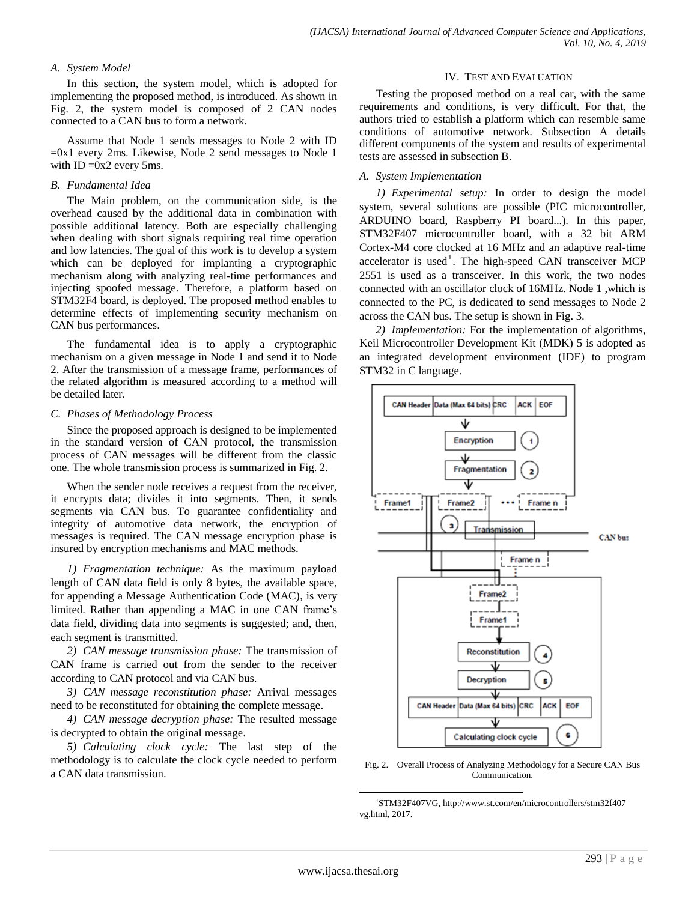### A. System Model

In this section, the system model, which is adopted for implementing the proposed method, is introduced. As shown in Fig. 2, the system model is composed of 2 CAN nodes connected to a CAN bus to form a network.

Assume that Node 1 sends messages to Node 2 with ID =0x1 every 2ms. Likewise, Node 2 send messages to Node 1 with ID =0x2 every 5ms.

### B. Fundamental Idea

The Main problem, on the communication side, is the overhead caused by the additional data in combination with possible additional latency. Both are especially challenging when dealing with short signals requiring real time operation and low latencies. The goal of this work is to develop a system which can be deployed for implanting a cryptographic mechanism along with analyzing real-time performances and injecting spoofed message. Therefore, a platform based on STM32F4 board, is deployed. The proposed method enables to determine effects of implementing security mechanism on CAN bus performances.

The fundamental idea is to apply a cryptographic mechanism on a given message in Node 1 and send it to Node 2. After the transmission of a message frame, performances of the related algorithm is measured according to a method will be detailed later.

### C. Phases of Methodology Process

Since the proposed approach is designed to be implemented in the standard version of CAN protocol, the transmission process of CAN messages will be different from the classic one. The whole transmission process is summarized in Fig. 2.

When the sender node receives a request from the receiver, it encrypts data; divides it into segments. Then, it sends segments via CAN bus. To guarantee confidentiality and integrity of automotive data network, the encryption of messages is required. The CAN message encryption phase is insured by encryption mechanisms and MAC methods.

*1) Fragmentation technique:* As the maximum payload length of CAN data field is only 8 bytes, the available space, for appending a Message Authentication Code (MAC), is very limited. Rather than appending a MAC in one CAN frame's data field, dividing data into segments is suggested; and, then, each segment is transmitted.

*2) CAN message transmission phase:* The transmission of CAN frame is carried out from the sender to the receiver according to CAN protocol and via CAN bus.

*3) CAN message reconstitution phase:* Arrival messages need to be reconstituted for obtaining the complete message.

*4) CAN message decryption phase:* The resulted message is decrypted to obtain the original message.

*5) Calculating clock cycle:* The last step of the methodology is to calculate the clock cycle needed to perform a CAN data transmission.

## IV. Test and Evaluation

Testing the proposed method on a real car, with the same requirements and conditions, is very difficult. For that, the authors tried to establish a platform which can resemble same conditions of automotive network. Subsection A details different components of the system and results of experimental tests are assessed in subsection B.

### A. System Implementation

*1) Experimental setup:* In order to design the model system, several solutions are possible (PIC microcontroller, ARDUINO board, Raspberry PI board...). In this paper, STM32F407 microcontroller board, with a 32 bit ARM Cortex-M4 core clocked at 16 MHz and an adaptive real-time accelerator is used[1]. The high-speed CAN transceiver MCP 2551 is used as a transceiver. In this work, the two nodes connected with an oscillator clock of 16MHz. Node 1 ,which is connected to the PC, is dedicated to send messages to Node 2 across the CAN bus. The setup is shown in Fig. 3.

*2) Implementation:* For the implementation of algorithms, Keil Microcontroller Development Kit (MDK) 5 is adopted as an integrated development environment (IDE) to program STM32 in C language.

Fig. 2. Overall Process of Analyzing Methodology for a Secure CAN Bus Communication.

[1] STM32F407VG, http://www.st.com/en/microcontrollers/stm32f407vg.html, 2017.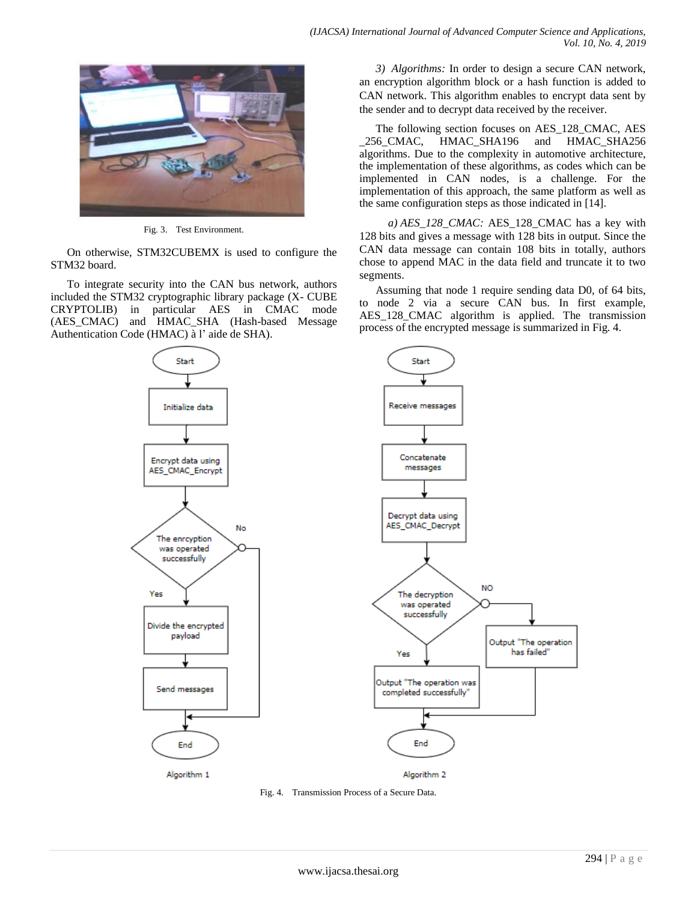Fig. 3. Test Environment.

On otherwise, STM32CUBEMX is used to configure the STM32 board.

To integrate security into the CAN bus network, authors included the STM32 cryptographic library package (X- CUBE CRYPTOLIB) in particular AES in CMAC mode (AES_CMAC) and HMAC_SHA (Hash-based Message Authentication Code (HMAC) à l' aide de SHA).

*3) Algorithms:* In order to design a secure CAN network, an encryption algorithm block or a hash function is added to CAN network. This algorithm enables to encrypt data sent by the sender and to decrypt data received by the receiver.

The following section focuses on AES_128_CMAC, AES _256_CMAC, HMAC_SHA196 and HMAC_SHA256 algorithms. Due to the complexity in automotive architecture, the implementation of these algorithms, as codes which can be implemented in CAN nodes, is a challenge. For the implementation of this approach, the same platform as well as the same configuration steps as those indicated in [14].

*a) AES_128_CMAC:* AES_128_CMAC has a key with 128 bits and gives a message with 128 bits in output. Since the CAN data message can contain 108 bits in totally, authors chose to append MAC in the data field and truncate it to two segments.

Assuming that node 1 require sending data D0, of 64 bits, to node 2 via a secure CAN bus. In first example, AES_128_CMAC algorithm is applied. The transmission process of the encrypted message is summarized in Fig. 4.

Fig. 4. Transmission Process of a Secure Data.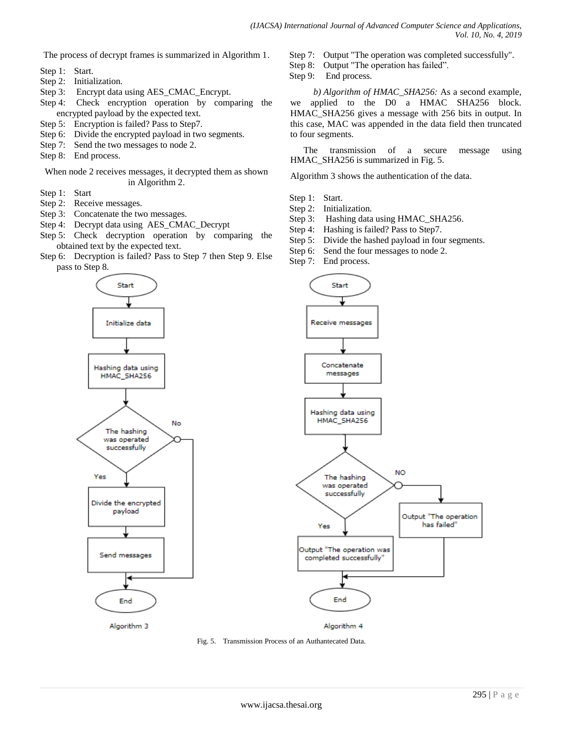The process of decrypt frames is summarized in Algorithm 1.

Step 1: Start.
Step 2: Initialization.
Step 3: Encrypt data using AES_CMAC_Encrypt.
Step 4: Check encryption operation by comparing the encrypted payload by the expected text.
Step 5: Encryption is failed? Pass to Step7.
Step 6: Divide the encrypted payload in two segments.
Step 7: Send the two messages to node 2.
Step 8: End process.

When node 2 receives messages, it decrypted them as shown in Algorithm 2.

Step 1: Start
Step 2: Receive messages.
Step 3: Concatenate the two messages.
Step 4: Decrypt data using AES_CMAC_Decrypt
Step 5: Check decryption operation by comparing the obtained text by the expected text.
Step 6: Decryption is failed? Pass to Step 7 then Step 9. Else pass to Step 8.
Step 7: Output "The operation was completed successfully".
Step 8: Output "The operation has failed".
Step 9: End process.

*b) Algorithm of HMAC_SHA256:* As a second example, we applied to the D0 a HMAC SHA256 block. HMAC_SHA256 gives a message with 256 bits in output. In this case, MAC was appended in the data field then truncated to four segments.

The transmission of a secure message using HMAC_SHA256 is summarized in Fig. 5.

Algorithm 3 shows the authentication of the data.

Step 1: Start.
Step 2: Initialization.
Step 3: Hashing data using HMAC_SHA256.
Step 4: Hashing is failed? Pass to Step7.
Step 5: Divide the hashed payload in four segments.
Step 6: Send the four messages to node 2.
Step 7: End process.

Algorithm 3: Start → Initialize data → Hashing data using HMAC_SHA256 → The hashing was operated successfully? (No → End; Yes → Divide the encrypted payload → Send messages → End)

Algorithm 4: Start → Receive messages → Concatenate messages → Hashing data using HMAC_SHA256 → The hashing was operated successfully? (Yes → Output "The operation was completed successfully" → End; NO → Output "The operation has failed" → End)

Fig. 5. Transmission Process of an Authantecated Data.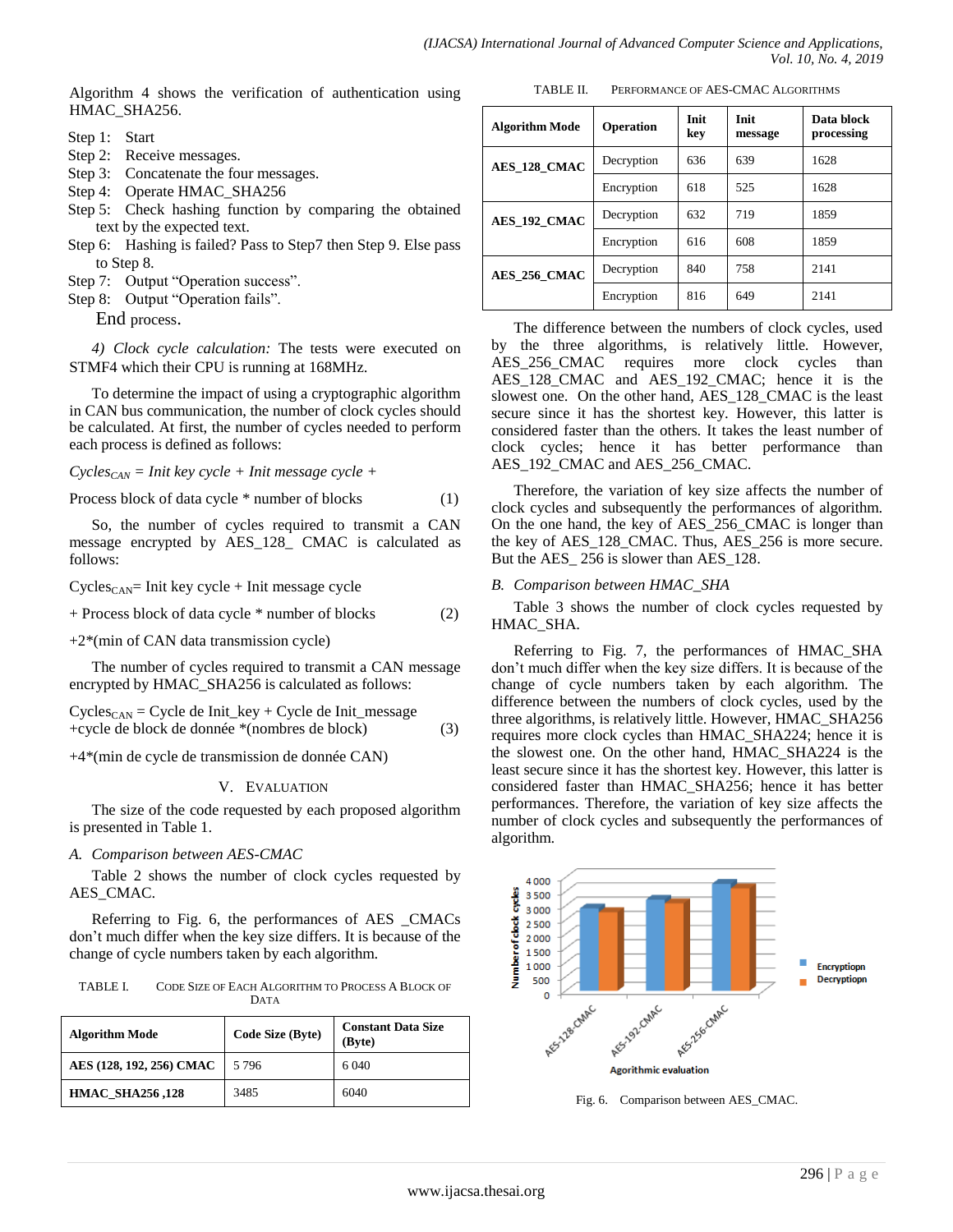Algorithm 4 shows the verification of authentication using HMAC_SHA256.

Step 1: Start
Step 2: Receive messages.
Step 3: Concatenate the four messages.
Step 4: Operate HMAC_SHA256
Step 5: Check hashing function by comparing the obtained text by the expected text.
Step 6: Hashing is failed? Pass to Step7 then Step 9. Else pass to Step 8.
Step 7: Output "Operation success".
Step 8: Output "Operation fails".
End process.

*4) Clock cycle calculation:* The tests were executed on STMF4 which their CPU is running at 168MHz.

To determine the impact of using a cryptographic algorithm in CAN bus communication, the number of clock cycles should be calculated. At first, the number of cycles needed to perform each process is defined as follows:

$$Cycles_{CAN} = Init\ key\ cycle + Init\ message\ cycle + \text{Process block of data cycle} * \text{number of blocks} \quad (1)$$

So, the number of cycles required to transmit a CAN message encrypted by AES_128_ CMAC is calculated as follows:

$$Cycles_{CAN} = \text{Init key cycle} + \text{Init message cycle} + \text{Process block of data cycle} * \text{number of blocks} \quad (2)$$
$$+2*(\text{min of CAN data transmission cycle})$$

The number of cycles required to transmit a CAN message encrypted by HMAC_SHA256 is calculated as follows:

$$Cycles_{CAN} = \text{Cycle de Init\_key} + \text{Cycle de Init\_message} + \text{cycle de block de donnée} * (\text{nombres de block}) \quad (3)$$
$$+4*(\text{min de cycle de transmission de donnée CAN})$$

## V. Evaluation

The size of the code requested by each proposed algorithm is presented in Table 1.

### A. Comparison between AES-CMAC

Table 2 shows the number of clock cycles requested by AES_CMAC.

Referring to Fig. 6, the performances of AES _CMACs don't much differ when the key size differs. It is because of the change of cycle numbers taken by each algorithm.

TABLE I. Code Size of Each Algorithm to Process a Block of Data

| Algorithm Mode | Code Size (Byte) | Constant Data Size (Byte) |
|---|---|---|
| **AES (128, 192, 256) CMAC** | 5 796 | 6 040 |
| **HMAC_SHA256 ,128** | 3485 | 6040 |

TABLE II. Performance of AES-CMAC Algorithms

| Algorithm Mode | Operation | Init key | Init message | Data block processing |
|---|---|---|---|---|
| **AES_128_CMAC** | Decryption | 636 | 639 | 1628 |
| | Encryption | 618 | 525 | 1628 |
| **AES_192_CMAC** | Decryption | 632 | 719 | 1859 |
| | Encryption | 616 | 608 | 1859 |
| **AES_256_CMAC** | Decryption | 840 | 758 | 2141 |
| | Encryption | 816 | 649 | 2141 |

The difference between the numbers of clock cycles, used by the three algorithms, is relatively little. However, AES_256_CMAC requires more clock cycles than AES_128_CMAC and AES_192_CMAC; hence it is the slowest one. On the other hand, AES_128_CMAC is the least secure since it has the shortest key. However, this latter is considered faster than the others. It takes the least number of clock cycles; hence it has better performance than AES_192_CMAC and AES_256_CMAC.

Therefore, the variation of key size affects the number of clock cycles and subsequently the performances of algorithm. On the one hand, the key of AES_256_CMAC is longer than the key of AES_128_CMAC. Thus, AES_256 is more secure. But the AES_ 256 is slower than AES_128.

### B. Comparison between HMAC_SHA

Table 3 shows the number of clock cycles requested by HMAC_SHA.

Referring to Fig. 7, the performances of HMAC_SHA don't much differ when the key size differs. It is because of the change of cycle numbers taken by each algorithm. The difference between the numbers of clock cycles, used by the three algorithms, is relatively little. However, HMAC_SHA256 requires more clock cycles than HMAC_SHA224; hence it is the slowest one. On the other hand, HMAC_SHA224 is the least secure since it has the shortest key. However, this latter is considered faster than HMAC_SHA256; hence it has better performances. Therefore, the variation of key size affects the number of clock cycles and subsequently the performances of algorithm.

Fig. 6. Comparison between AES_CMAC.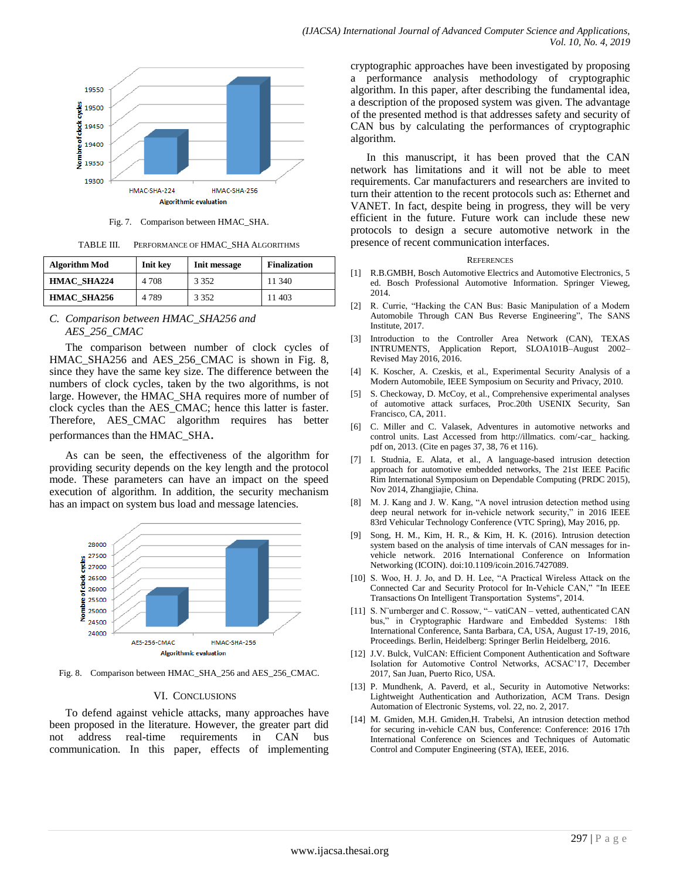19550
19500
19450
19400
19350
19300
Nombre of clock cycles
HMAC-SHA-224
HMAC-SHA-256
Algorithmic evaluation

Fig. 7. Comparison between HMAC_SHA.

TABLE III. PERFORMANCE OF HMAC_SHA ALGORITHMS

| Algorithm Mod | Init key | Init message | Finalization |
|---|---|---|---|
| **HMAC_SHA224** | 4 708 | 3 352 | 11 340 |
| **HMAC_SHA256** | 4 789 | 3 352 | 11 403 |

### *C. Comparison between HMAC_SHA256 and AES_256_CMAC*

The comparison between number of clock cycles of HMAC_SHA256 and AES_256_CMAC is shown in Fig. 8, since they have the same key size. The difference between the numbers of clock cycles, taken by the two algorithms, is not large. However, the HMAC_SHA requires more of number of clock cycles than the AES_CMAC; hence this latter is faster. Therefore, AES_CMAC algorithm requires has better performances than the HMAC_SHA.

As can be seen, the effectiveness of the algorithm for providing security depends on the key length and the protocol mode. These parameters can have an impact on the speed execution of algorithm. In addition, the security mechanism has an impact on system bus load and message latencies.

28000
27500
27000
26500
26000
25500
25000
24500
24000
Nombre of clock cycles
AES-256-CMAC
HMAC-SHA-256
Algorithmic evaluation

Fig. 8. Comparison between HMAC_SHA_256 and AES_256_CMAC.

## VI. CONCLUSIONS

To defend against vehicle attacks, many approaches have been proposed in the literature. However, the greater part did not address real-time requirements in CAN bus communication. In this paper, effects of implementing cryptographic approaches have been investigated by proposing a performance analysis methodology of cryptographic algorithm. In this paper, after describing the fundamental idea, a description of the proposed system was given. The advantage of the presented method is that addresses safety and security of CAN bus by calculating the performances of cryptographic algorithm.

In this manuscript, it has been proved that the CAN network has limitations and it will not be able to meet requirements. Car manufacturers and researchers are invited to turn their attention to the recent protocols such as: Ethernet and VANET. In fact, despite being in progress, they will be very efficient in the future. Future work can include these new protocols to design a secure automotive network in the presence of recent communication interfaces.

## REFERENCES

[1] R.B.GMBH, Bosch Automotive Electrics and Automotive Electronics, 5 ed. Bosch Professional Automotive Information. Springer Vieweg, 2014.

[2] R. Currie, “Hacking the CAN Bus: Basic Manipulation of a Modern Automobile Through CAN Bus Reverse Engineering”, The SANS Institute, 2017.

[3] Introduction to the Controller Area Network (CAN), TEXAS INTRUMENTS, Application Report, SLOA101B–August 2002–Revised May 2016, 2016.

[4] K. Koscher, A. Czeskis, et al., Experimental Security Analysis of a Modern Automobile, IEEE Symposium on Security and Privacy, 2010.

[5] S. Checkoway, D. McCoy, et al., Comprehensive experimental analyses of automotive attack surfaces, Proc.20th USENIX Security, San Francisco, CA, 2011.

[6] C. Miller and C. Valasek, Adventures in automotive networks and control units. Last Accessed from http://illmatics. com/-car_ hacking. pdf on, 2013. (Cite en pages 37, 38, 76 et 116).

[7] I. Studnia, E. Alata, et al., A language-based intrusion detection approach for automotive embedded networks, The 21st IEEE Pacific Rim International Symposium on Dependable Computing (PRDC 2015), Nov 2014, Zhangjiajie, China.

[8] M. J. Kang and J. W. Kang, “A novel intrusion detection method using deep neural network for in-vehicle network security,” in 2016 IEEE 83rd Vehicular Technology Conference (VTC Spring), May 2016, pp.

[9] Song, H. M., Kim, H. R., & Kim, H. K. (2016). Intrusion detection system based on the analysis of time intervals of CAN messages for in-vehicle network. 2016 International Conference on Information Networking (ICOIN). doi:10.1109/icoin.2016.7427089.

[10] S. Woo, H. J. Jo, and D. H. Lee, “A Practical Wireless Attack on the Connected Car and Security Protocol for In-Vehicle CAN,” "In IEEE Transactions On Intelligent Transportation Systems", 2014.

[11] S. N¨urnberger and C. Rossow, “– vatiCAN – vetted, authenticated CAN bus,” in Cryptographic Hardware and Embedded Systems: 18th International Conference, Santa Barbara, CA, USA, August 17-19, 2016, Proceedings. Berlin, Heidelberg: Springer Berlin Heidelberg, 2016.

[12] J.V. Bulck, VulCAN: Efficient Component Authentication and Software Isolation for Automotive Control Networks, ACSAC’17, December 2017, San Juan, Puerto Rico, USA.

[13] P. Mundhenk, A. Paverd, et al., Security in Automotive Networks: Lightweight Authentication and Authorization, ACM Trans. Design Automation of Electronic Systems, vol. 22, no. 2, 2017.

[14] M. Gmiden, M.H. Gmiden,H. Trabelsi, An intrusion detection method for securing in-vehicle CAN bus, Conference: Conference: 2016 17th International Conference on Sciences and Techniques of Automatic Control and Computer Engineering (STA), IEEE, 2016.